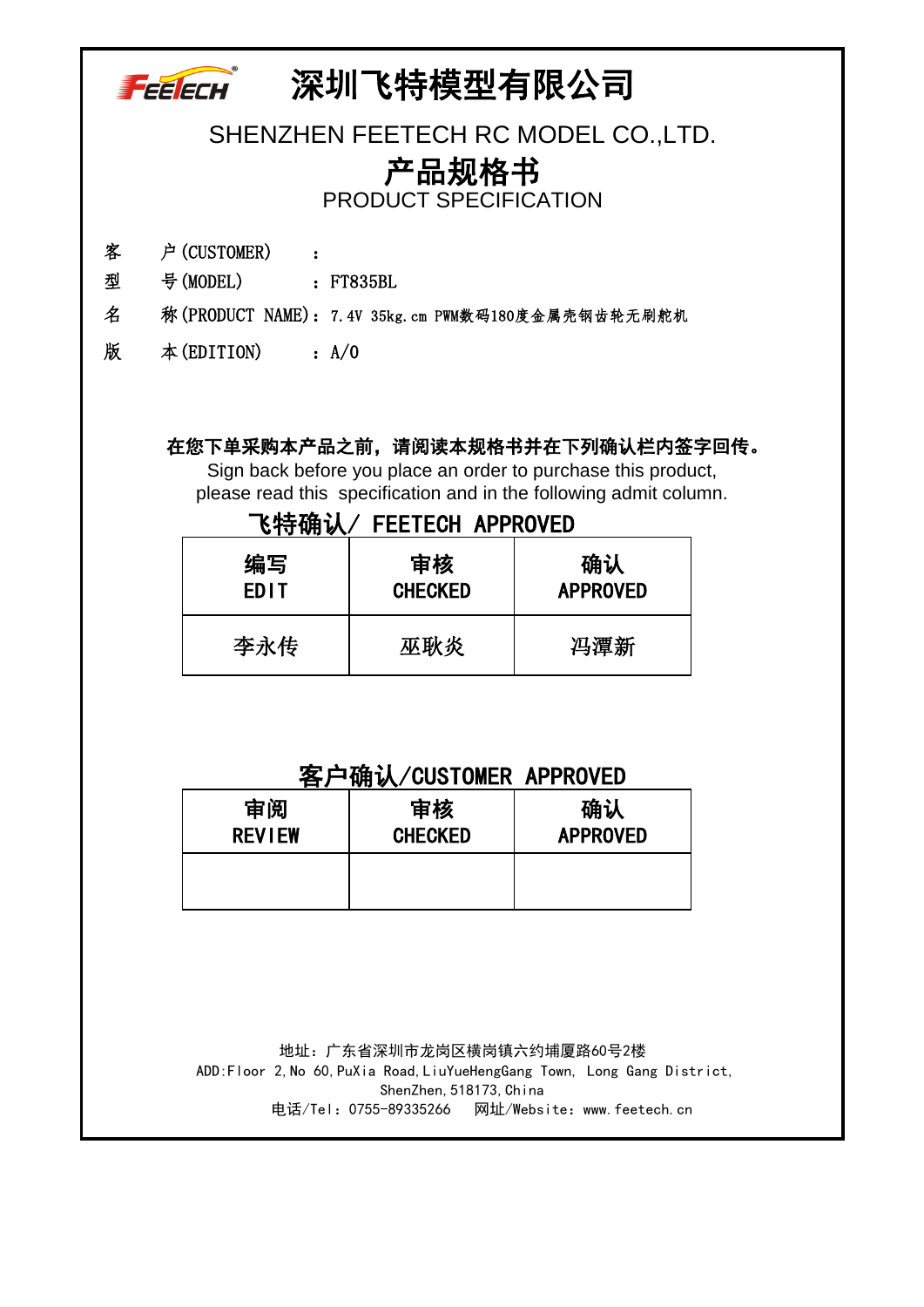# 深圳飞特模型有限公司

SHENZHEN FEETECH RC MODEL CO.,LTD.

## 产品规格书

PRODUCT SPECIFICATION

客　户(CUSTOMER)　：

型　号(MODEL)　：FT835BL

名　称(PRODUCT NAME)：7.4V 35kg.cm PWM数码180度金属壳钢齿轮无刷舵机

版　本(EDITION)　：A/0

**在您下单采购本产品之前，请阅读本规格书并在下列确认栏内签字回传。**

Sign back before you place an order to purchase this product, please read this specification and in the following admit column.

### 飞特确认/ FEETECH APPROVED

| 编写<br>EDIT | 审核<br>CHECKED | 确认<br>APPROVED |
|---|---|---|
| 李永传 | 巫耿炎 | 冯潭新 |

### 客户确认/CUSTOMER APPROVED

| 审阅<br>REVIEW | 审核<br>CHECKED | 确认<br>APPROVED |
|---|---|---|
| | | |

地址：广东省深圳市龙岗区横岗镇六约埔厦路60号2楼

ADD:Floor 2,No 60,PuXia Road,LiuYueHengGang Town, Long Gang District, ShenZhen,518173,China

电话/Tel：0755-89335266　网址/Website：www.feetech.cn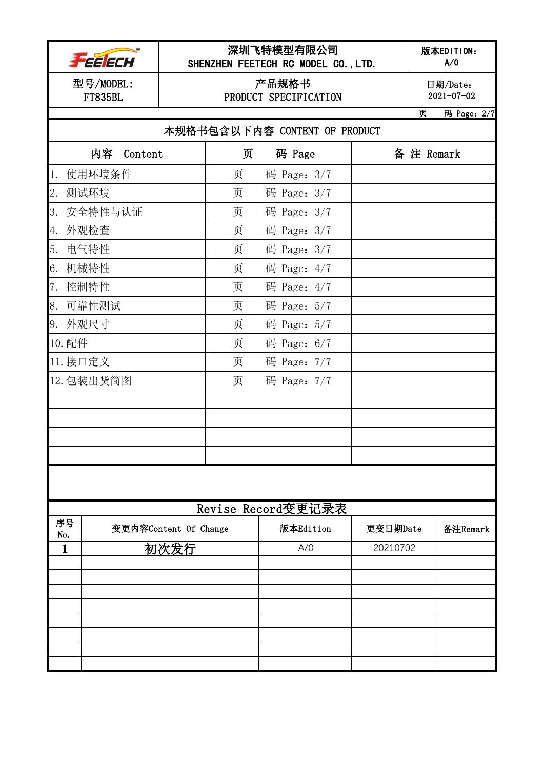| FEETECH | 深圳飞特模型有限公司<br>SHENZHEN FEETECH RC MODEL CO.,LTD. | 版本EDITION:<br>A/0 |
|---|---|---|
| 型号/MODEL:<br>FT835BL | 产品规格书<br>PRODUCT SPECIFICATION | 日期/Date:<br>2021-07-02 |

## 本规格书包含以下内容 CONTENT OF PRODUCT

| 内容 Content | 页 码 Page | 备 注 Remark |
|---|---|---|
| 1. 使用环境条件 | 页 码 Page: 3/7 | |
| 2. 测试环境 | 页 码 Page: 3/7 | |
| 3. 安全特性与认证 | 页 码 Page: 3/7 | |
| 4. 外观检查 | 页 码 Page: 3/7 | |
| 5. 电气特性 | 页 码 Page: 3/7 | |
| 6. 机械特性 | 页 码 Page: 4/7 | |
| 7. 控制特性 | 页 码 Page: 4/7 | |
| 8. 可靠性测试 | 页 码 Page: 5/7 | |
| 9. 外观尺寸 | 页 码 Page: 5/7 | |
| 10. 配件 | 页 码 Page: 6/7 | |
| 11. 接口定义 | 页 码 Page: 7/7 | |
| 12. 包装出货简图 | 页 码 Page: 7/7 | |
| | | |
| | | |
| | | |
| | | |

## Revise Record变更记录表

| 序号<br>No. | 变更内容Content Of Change | 版本Edition | 更变日期Date | 备注Remark |
|---|---|---|---|---|
| 1 | 初次发行 | A/0 | 20210702 | |
| | | | | |
| | | | | |
| | | | | |
| | | | | |
| | | | | |
| | | | | |
| | | | | |
| | | | | |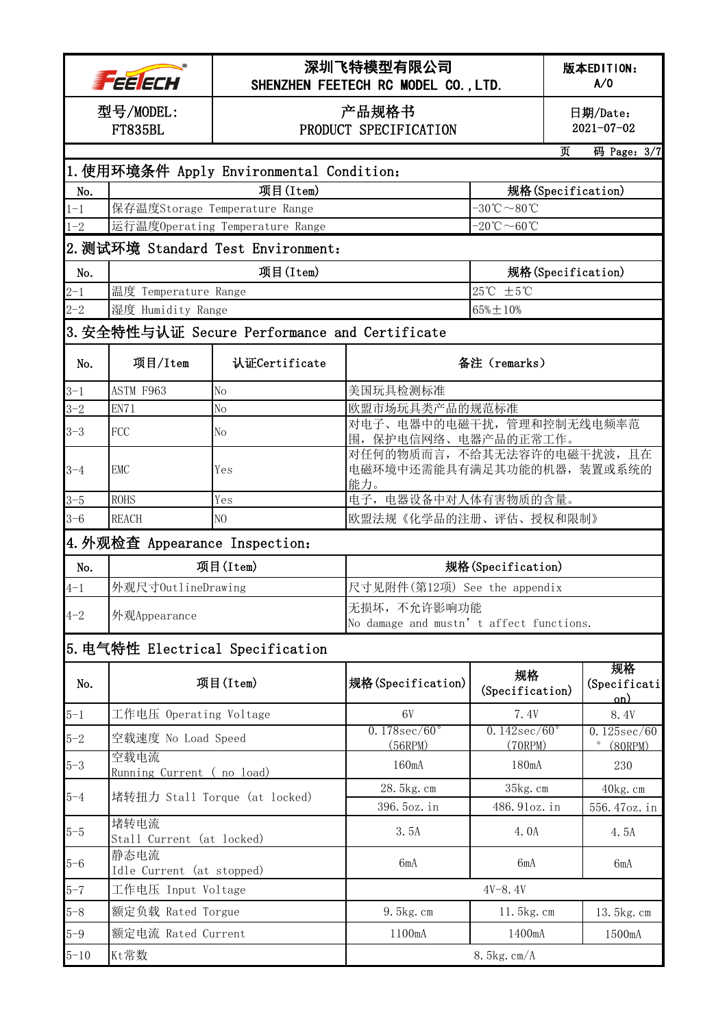| FEETECH | 深圳飞特模型有限公司 SHENZHEN FEETECH RC MODEL CO.,LTD. | 版本EDITION: A/0 |
|---|---|---|
| 型号/MODEL: FT835BL | 产品规格书 PRODUCT SPECIFICATION | 日期/Date: 2021-07-02 |

## 1. 使用环境条件 Apply Environmental Condition:

| No. | 项目(Item) | 规格(Specification) |
|---|---|---|
| 1-1 | 保存温度Storage Temperature Range | -30℃～80℃ |
| 1-2 | 运行温度Operating Temperature Range | -20℃～60℃ |

## 2. 测试环境 Standard Test Environment:

| No. | 项目(Item) | 规格(Specification) |
|---|---|---|
| 2-1 | 温度 Temperature Range | 25℃ ±5℃ |
| 2-2 | 湿度 Humidity Range | 65%±10% |

## 3. 安全特性与认证 Secure Performance and Certificate

| No. | 项目/Item | 认证Certificate | 备注（remarks） |
|---|---|---|---|
| 3-1 | ASTM F963 | No | 美国玩具检测标准 |
| 3-2 | EN71 | No | 欧盟市场玩具类产品的规范标准 |
| 3-3 | FCC | No | 对电子、电器中的电磁干扰，管理和控制无线电频率范围，保护电信网络、电器产品的正常工作。 |
| 3-4 | EMC | Yes | 对任何的物质而言，不给其无法容许的电磁干扰波，且在电磁环境中还需能具有满足其功能的机器，装置或系统的能力。 |
| 3-5 | ROHS | Yes | 电子，电器设备中对人体有害物质的含量。 |
| 3-6 | REACH | NO | 欧盟法规《化学品的注册、评估、授权和限制》 |

## 4. 外观检查 Appearance Inspection:

| No. | 项目(Item) | 规格(Specification) |
|---|---|---|
| 4-1 | 外观尺寸OutlineDrawing | 尺寸见附件(第12项) See the appendix |
| 4-2 | 外观Appearance | 无损坏，不允许影响功能<br>No damage and mustn't affect functions. |

## 5. 电气特性 Electrical Specification

| No. | 项目(Item) | 规格(Specification) | 规格(Specification) | 规格(Specification) |
|---|---|---|---|---|
| 5-1 | 工作电压 Operating Voltage | 6V | 7.4V | 8.4V |
| 5-2 | 空载速度 No Load Speed | 0.178sec/60°(56RPM) | 0.142sec/60°(70RPM) | 0.125sec/60°(80RPM) |
| 5-3 | 空载电流 Running Current ( no load) | 160mA | 180mA | 230 |
| 5-4 | 堵转扭力 Stall Torque (at locked) | 28.5kg.cm<br>396.5oz.in | 35kg.cm<br>486.91oz.in | 40kg.cm<br>556.47oz.in |
| 5-5 | 堵转电流 Stall Current (at locked) | 3.5A | 4.0A | 4.5A |
| 5-6 | 静态电流 Idle Current (at stopped) | 6mA | 6mA | 6mA |
| 5-7 | 工作电压 Input Voltage | 4V-8.4V | | |
| 5-8 | 额定负载 Rated Torgue | 9.5kg.cm | 11.5kg.cm | 13.5kg.cm |
| 5-9 | 额定电流 Rated Current | 1100mA | 1400mA | 1500mA |
| 5-10 | Kt常数 | 8.5kg.cm/A | | |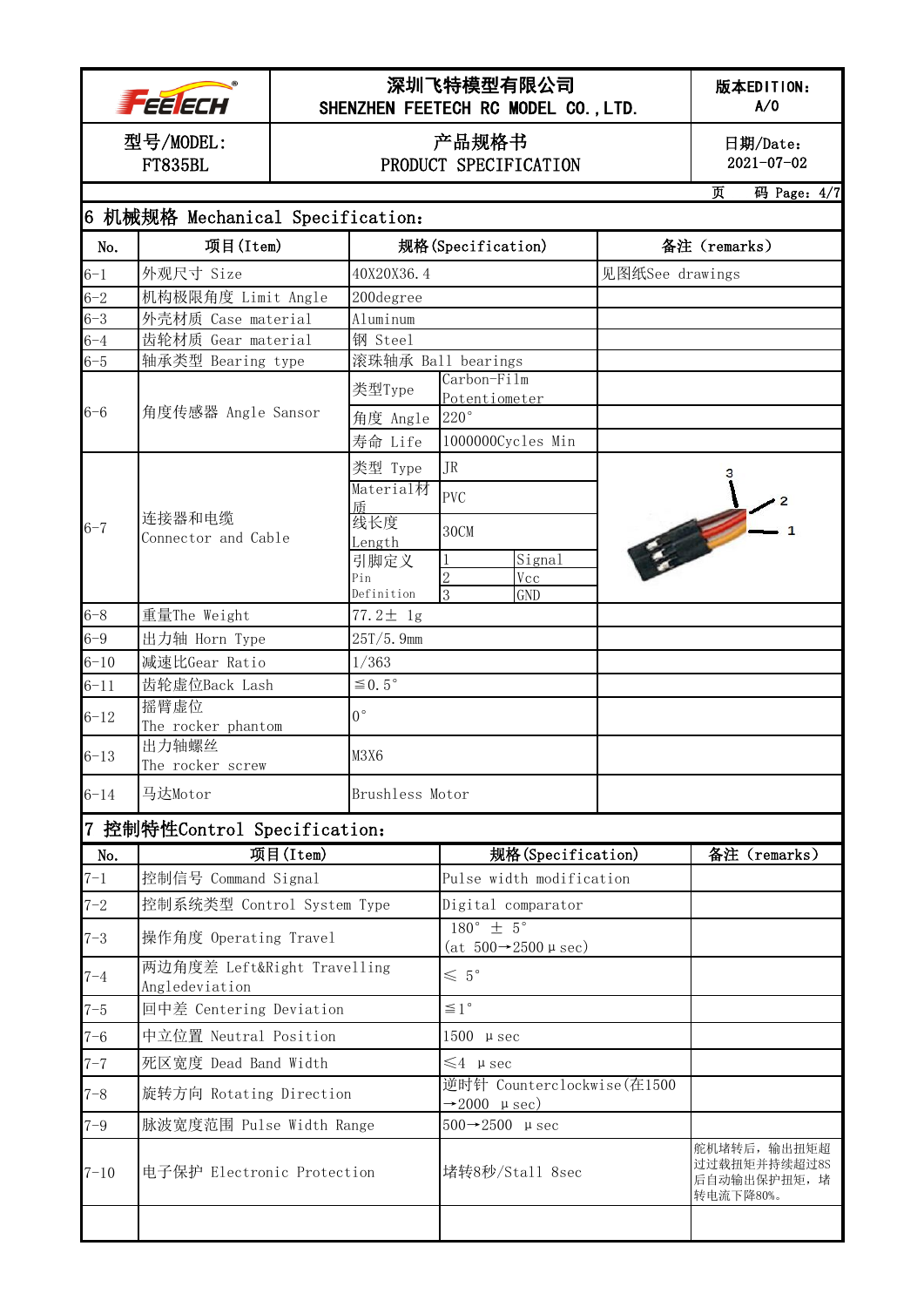| 深圳飞特模型有限公司 SHENZHEN FEETECH RC MODEL CO.,LTD. | 版本EDITION: A/0 |
|---|---|
| 型号/MODEL: FT835BL | 产品规格书 PRODUCT SPECIFICATION | 日期/Date: 2021-07-02 |

## 6 机械规格 Mechanical Specification:

| No. | 项目(Item) | 规格(Specification) | | | 备注 (remarks) |
|---|---|---|---|---|---|
| 6-1 | 外观尺寸 Size | 40X20X36.4 | | | 见图纸See drawings |
| 6-2 | 机构极限角度 Limit Angle | 200degree | | | |
| 6-3 | 外壳材质 Case material | Aluminum | | | |
| 6-4 | 齿轮材质 Gear material | 钢 Steel | | | |
| 6-5 | 轴承类型 Bearing type | 滚珠轴承 Ball bearings | | | |
| 6-6 | 角度传感器 Angle Sansor | 类型Type | Carbon-Film Potentiometer | | |
| | | 角度 Angle | 220° | | |
| | | 寿命 Life | 1000000Cycles Min | | |
| 6-7 | 连接器和电缆 Connector and Cable | 类型 Type | JR | | |
| | | Material材质 | PVC | | |
| | | 线长度 Length | 30CM | | |
| | | 引脚定义 Pin Definition | 1 | Signal | |
| | | | 2 | Vcc | |
| | | | 3 | GND | |
| 6-8 | 重量The Weight | 77.2± 1g | | | |
| 6-9 | 出力轴 Horn Type | 25T/5.9mm | | | |
| 6-10 | 减速比Gear Ratio | 1/363 | | | |
| 6-11 | 齿轮虚位Back Lash | ≦0.5° | | | |
| 6-12 | 摇臂虚位 The rocker phantom | 0° | | | |
| 6-13 | 出力轴螺丝 The rocker screw | M3X6 | | | |
| 6-14 | 马达Motor | Brushless Motor | | | |

## 7 控制特性Control Specification:

| No. | 项目(Item) | 规格(Specification) | 备注 (remarks) |
|---|---|---|---|
| 7-1 | 控制信号 Command Signal | Pulse width modification | |
| 7-2 | 控制系统类型 Control System Type | Digital comparator | |
| 7-3 | 操作角度 Operating Travel | 180° ± 5° (at 500→2500 μ sec) | |
| 7-4 | 两边角度差 Left&Right Travelling Angledeviation | ≤ 5° | |
| 7-5 | 回中差 Centering Deviation | ≦1° | |
| 7-6 | 中立位置 Neutral Position | 1500 μ sec | |
| 7-7 | 死区宽度 Dead Band Width | ≤4 μ sec | |
| 7-8 | 旋转方向 Rotating Direction | 逆时针 Counterclockwise(在1500→2000 μ sec) | |
| 7-9 | 脉波宽度范围 Pulse Width Range | 500→2500 μ sec | |
| 7-10 | 电子保护 Electronic Protection | 堵转8秒/Stall 8sec | 舵机堵转后，输出扭矩超过过载扭矩并持续超过8S后自动输出保护扭矩，堵转电流下降80%。 |
| | | | |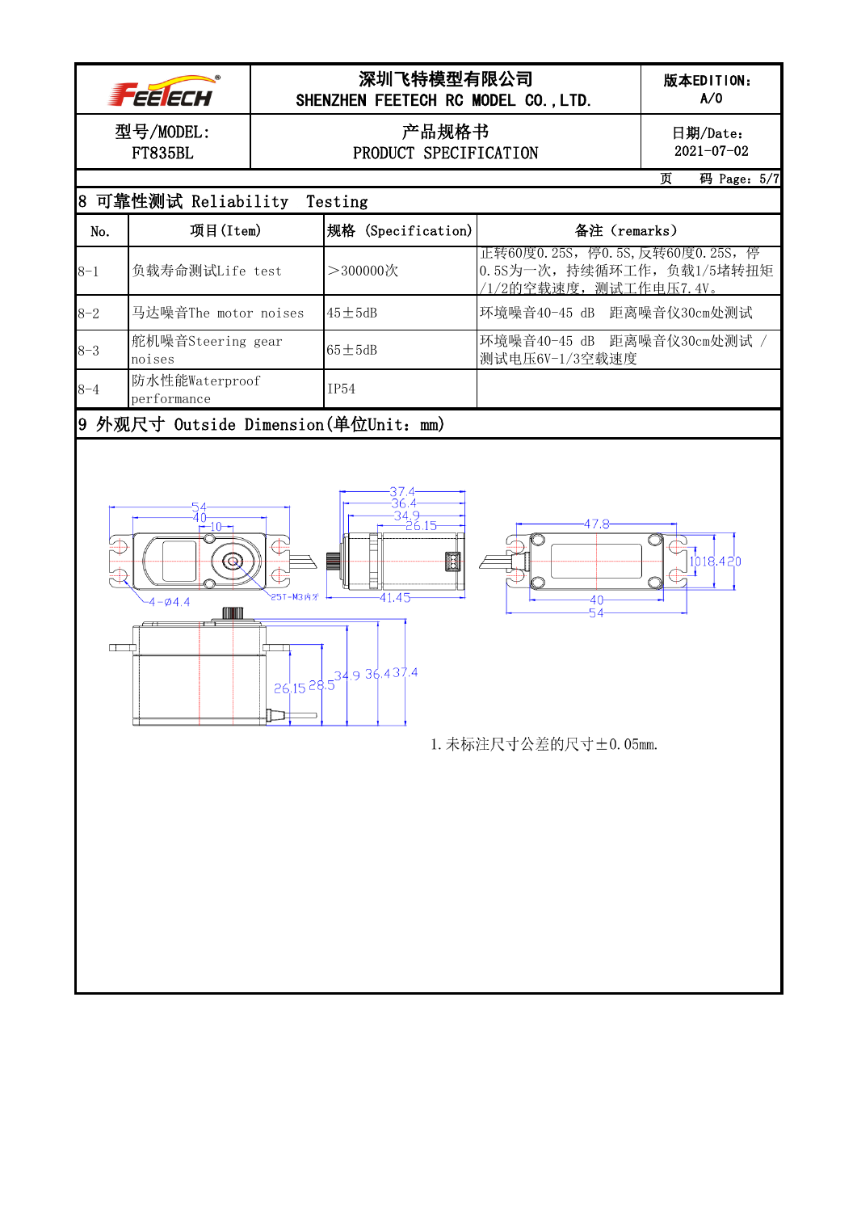| FEETECH | 深圳飞特模型有限公司 SHENZHEN FEETECH RC MODEL CO.,LTD. | 版本EDITION: A/0 |
|---|---|---|
| 型号/MODEL: FT835BL | 产品规格书 PRODUCT SPECIFICATION | 日期/Date: 2021-07-02 |

## 8 可靠性测试 Reliability Testing

| No. | 项目(Item) | 规格 (Specification) | 备注 (remarks) |
|---|---|---|---|
| 8-1 | 负载寿命测试Life test | >300000次 | 正转60度0.25S，停0.5S,反转60度0.25S，停0.5S为一次，持续循环工作，负载1/5堵转扭矩/1/2的空载速度，测试工作电压7.4V。 |
| 8-2 | 马达噪音The motor noises | 45±5dB | 环境噪音40-45 dB 距离噪音仪30cm处测试 |
| 8-3 | 舵机噪音Steering gear noises | 65±5dB | 环境噪音40-45 dB 距离噪音仪30cm处测试 / 测试电压6V-1/3空载速度 |
| 8-4 | 防水性能Waterproof performance | IP54 | |

## 9 外观尺寸 Outside Dimension(单位Unit：mm)

54, 40, 10, 4-Ø4.4, 25T-M3內牙, 37.4, 36.4, 34.9, 26.15, 41.45, 47.8, 10, 18.4, 20, 40, 54, 26.15, 28.5, 34.9, 36.4, 37.4

1.未标注尺寸公差的尺寸±0.05mm.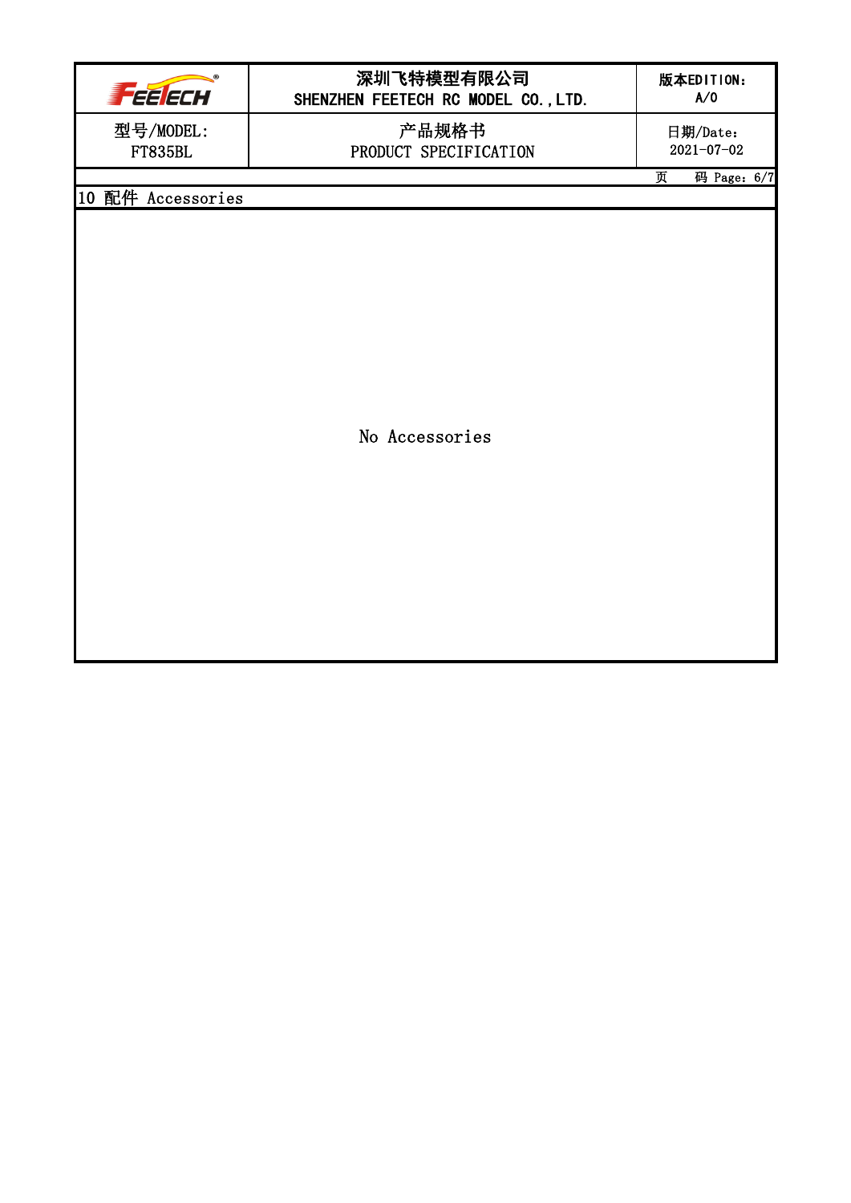## 10 配件 Accessories

No Accessories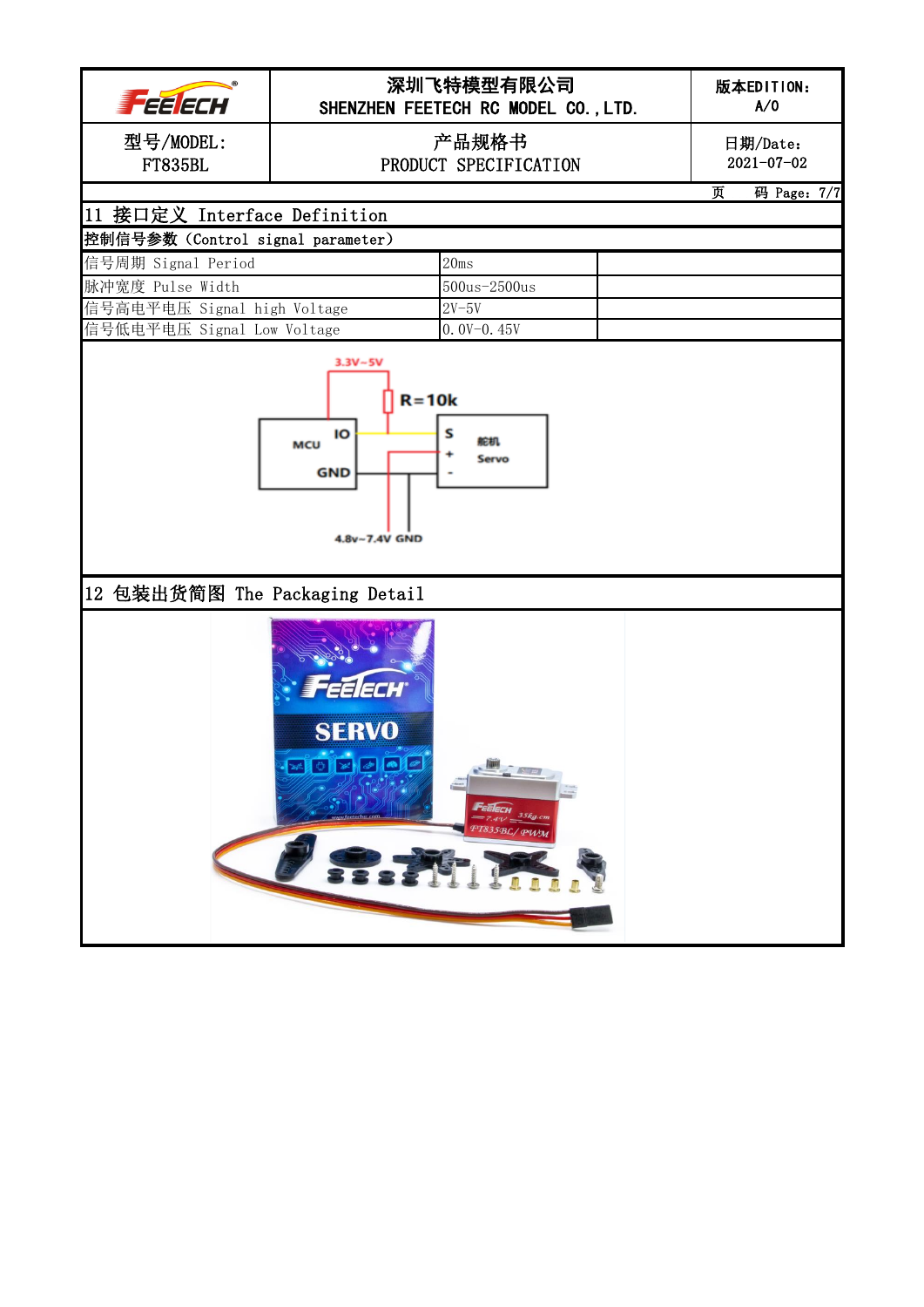## 11 接口定义 Interface Definition

### 控制信号参数（Control signal parameter）

| | | |
|---|---|---|
| 信号周期 Signal Period | 20ms | |
| 脉冲宽度 Pulse Width | 500us-2500us | |
| 信号高电平电压 Signal high Voltage | 2V-5V | |
| 信号低电平电压 Signal Low Voltage | 0.0V-0.45V | |

3.3V~5V
R=10k
MCU
IO
GND
S
+
-
舵机
Servo
4.8v~7.4V GND

## 12 包装出货简图 The Packaging Detail